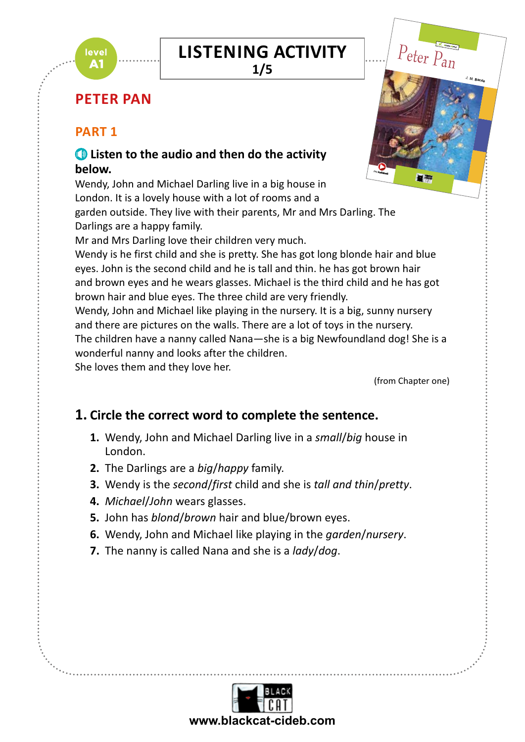level A1

# LISTENING ACTIVITY

**1/5**

## PETER PAN

### PART 1

**Listen to the audio and then do the activity below.**

Wendy, John and Michael Darling live in a big house in London. It is a lovely house with a lot of rooms and a garden outside. They live with their parents, Mr and Mrs Darling. The Darlings are a happy family.
Mr and Mrs Darling love their children very much.
Wendy is he first child and she is pretty. She has got long blonde hair and blue eyes. John is the second child and he is tall and thin. he has got brown hair and brown eyes and he wears glasses. Michael is the third child and he has got brown hair and blue eyes. The three child are very friendly.
Wendy, John and Michael like playing in the nursery. It is a big, sunny nursery and there are pictures on the walls. There are a lot of toys in the nursery.
The children have a nanny called Nana—she is a big Newfoundland dog! She is a wonderful nanny and looks after the children.
She loves them and they love her.

(from Chapter one)

### 1. Circle the correct word to complete the sentence.

1. Wendy, John and Michael Darling live in a *small*/*big* house in London.
2. The Darlings are a *big*/*happy* family.
3. Wendy is the *second*/*first* child and she is *tall and thin*/*pretty*.
4. *Michael*/*John* wears glasses.
5. John has *blond*/*brown* hair and blue/brown eyes.
6. Wendy, John and Michael like playing in the *garden*/*nursery*.
7. The nanny is called Nana and she is a *lady*/*dog*.

www.blackcat-cideb.com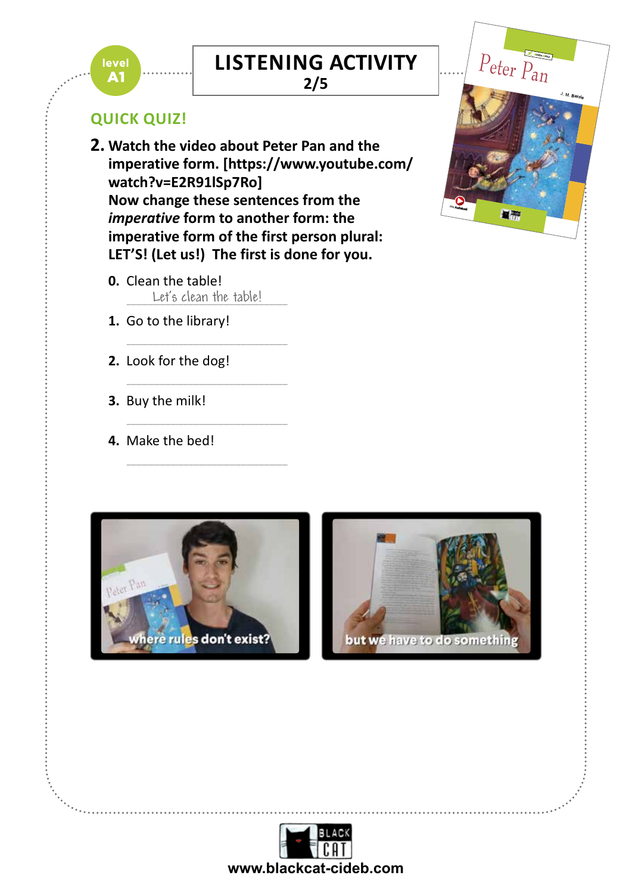level A1

# LISTENING ACTIVITY
2/5

## QUICK QUIZ!

**2. Watch the video about Peter Pan and the imperative form. [https://www.youtube.com/watch?v=E2R91lSp7Ro] Now change these sentences from the *imperative* form to another form: the imperative form of the first person plural: LET'S! (Let us!) The first is done for you.**

**0.** Clean the table!
Let's clean the table!

**1.** Go to the library!
..............................

**2.** Look for the dog!
..............................

**3.** Buy the milk!
..............................

**4.** Make the bed!
..............................

www.blackcat-cideb.com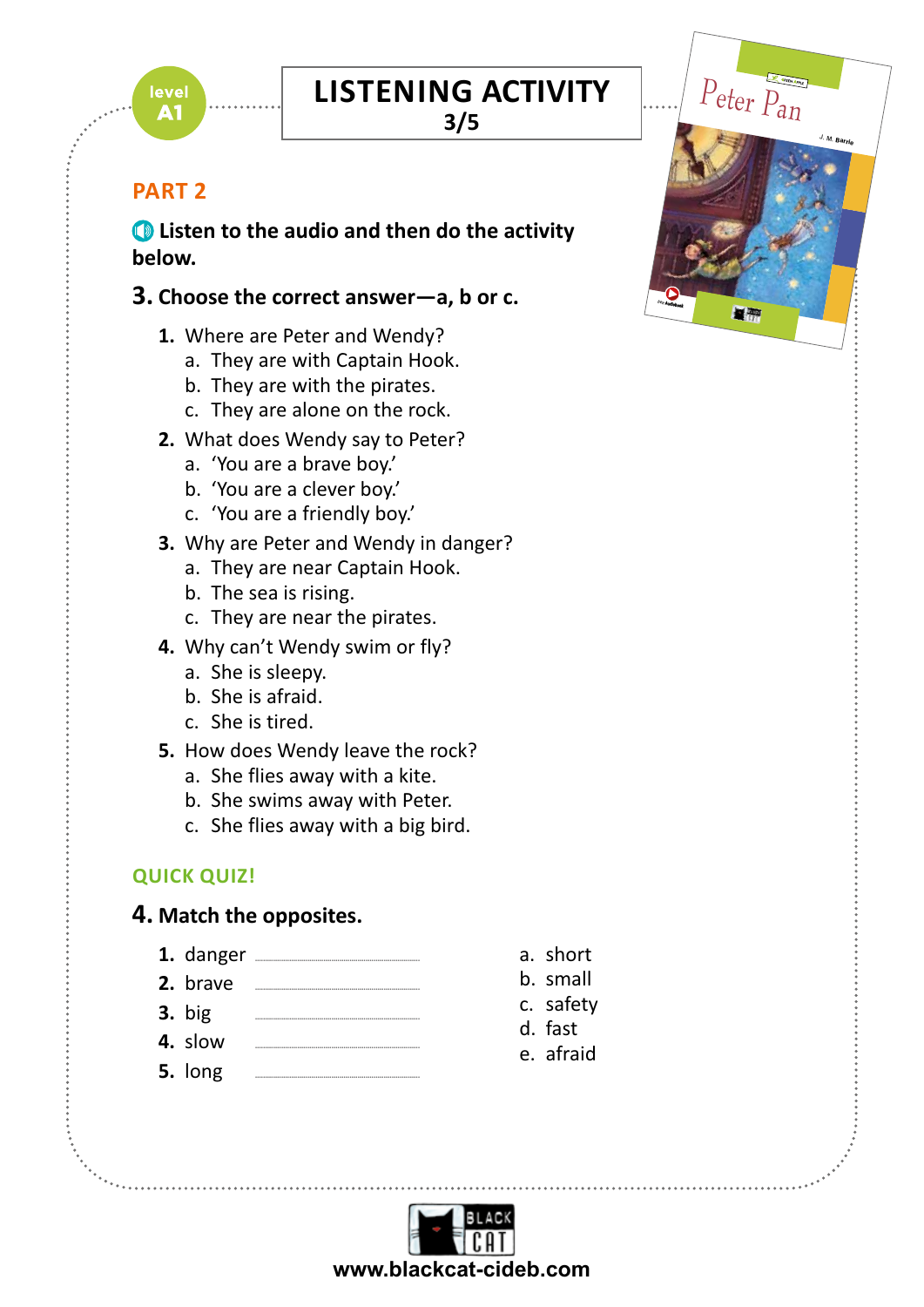level A1

# LISTENING ACTIVITY
3/5

## PART 2

**Listen to the audio and then do the activity below.**

### 3. Choose the correct answer—a, b or c.

1. Where are Peter and Wendy?
   a. They are with Captain Hook.
   b. They are with the pirates.
   c. They are alone on the rock.
2. What does Wendy say to Peter?
   a. 'You are a brave boy.'
   b. 'You are a clever boy.'
   c. 'You are a friendly boy.'
3. Why are Peter and Wendy in danger?
   a. They are near Captain Hook.
   b. The sea is rising.
   c. They are near the pirates.
4. Why can't Wendy swim or fly?
   a. She is sleepy.
   b. She is afraid.
   c. She is tired.
5. How does Wendy leave the rock?
   a. She flies away with a kite.
   b. She swims away with Peter.
   c. She flies away with a big bird.

## QUICK QUIZ!

### 4. Match the opposites.

1. danger ..........
2. brave ..........
3. big ..........
4. slow ..........
5. long ..........

a. short
b. small
c. safety
d. fast
e. afraid

www.blackcat-cideb.com